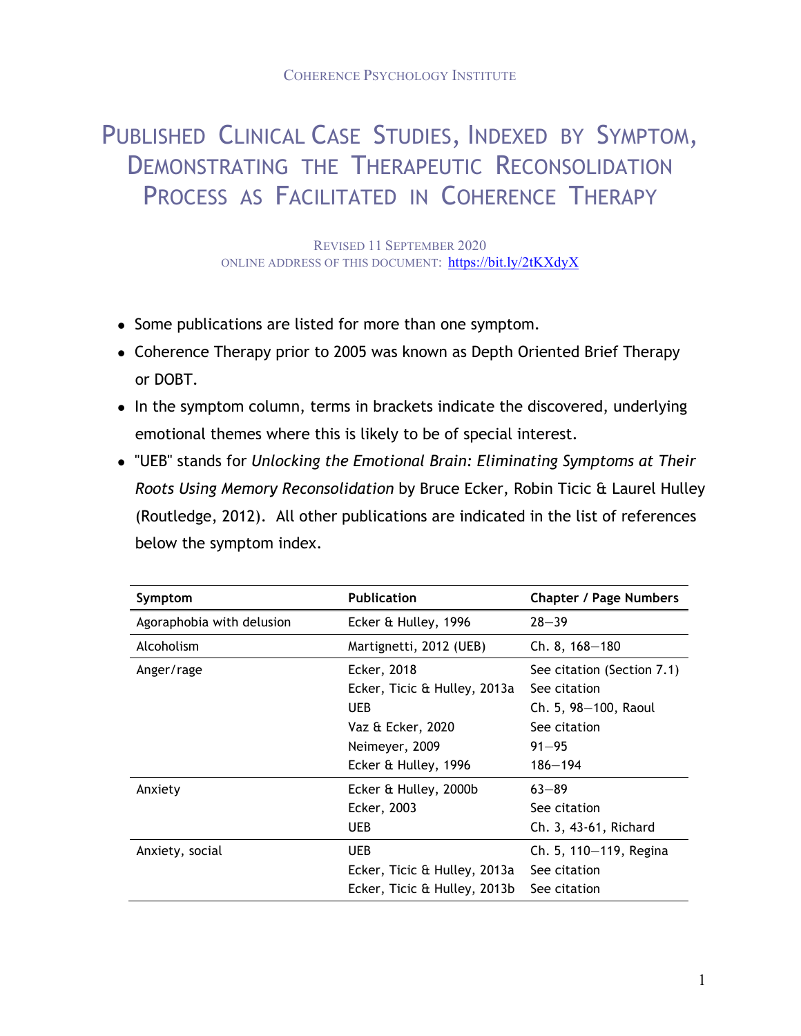Coherence Psychology Institute

# Published Clinical Case Studies, Indexed by Symptom, Demonstrating the Therapeutic Reconsolidation Process as Facilitated in Coherence Therapy

Revised 11 September 2020
Online address of this document: [https://bit.ly/2tKXdyX](https://bit.ly/2tKXdyX)

- Some publications are listed for more than one symptom.
- Coherence Therapy prior to 2005 was known as Depth Oriented Brief Therapy or DOBT.
- In the symptom column, terms in brackets indicate the discovered, underlying emotional themes where this is likely to be of special interest.
- "UEB" stands for *Unlocking the Emotional Brain: Eliminating Symptoms at Their Roots Using Memory Reconsolidation* by Bruce Ecker, Robin Ticic & Laurel Hulley (Routledge, 2012). All other publications are indicated in the list of references below the symptom index.

| Symptom | Publication | Chapter / Page Numbers |
|---|---|---|
| Agoraphobia with delusion | Ecker & Hulley, 1996 | 28—39 |
| Alcoholism | Martignetti, 2012 (UEB) | Ch. 8, 168—180 |
| Anger/rage | Ecker, 2018 | See citation (Section 7.1) |
| | Ecker, Ticic & Hulley, 2013a | See citation |
| | UEB | Ch. 5, 98—100, Raoul |
| | Vaz & Ecker, 2020 | See citation |
| | Neimeyer, 2009 | 91—95 |
| | Ecker & Hulley, 1996 | 186—194 |
| Anxiety | Ecker & Hulley, 2000b | 63—89 |
| | Ecker, 2003 | See citation |
| | UEB | Ch. 3, 43-61, Richard |
| Anxiety, social | UEB | Ch. 5, 110—119, Regina |
| | Ecker, Ticic & Hulley, 2013a | See citation |
| | Ecker, Ticic & Hulley, 2013b | See citation |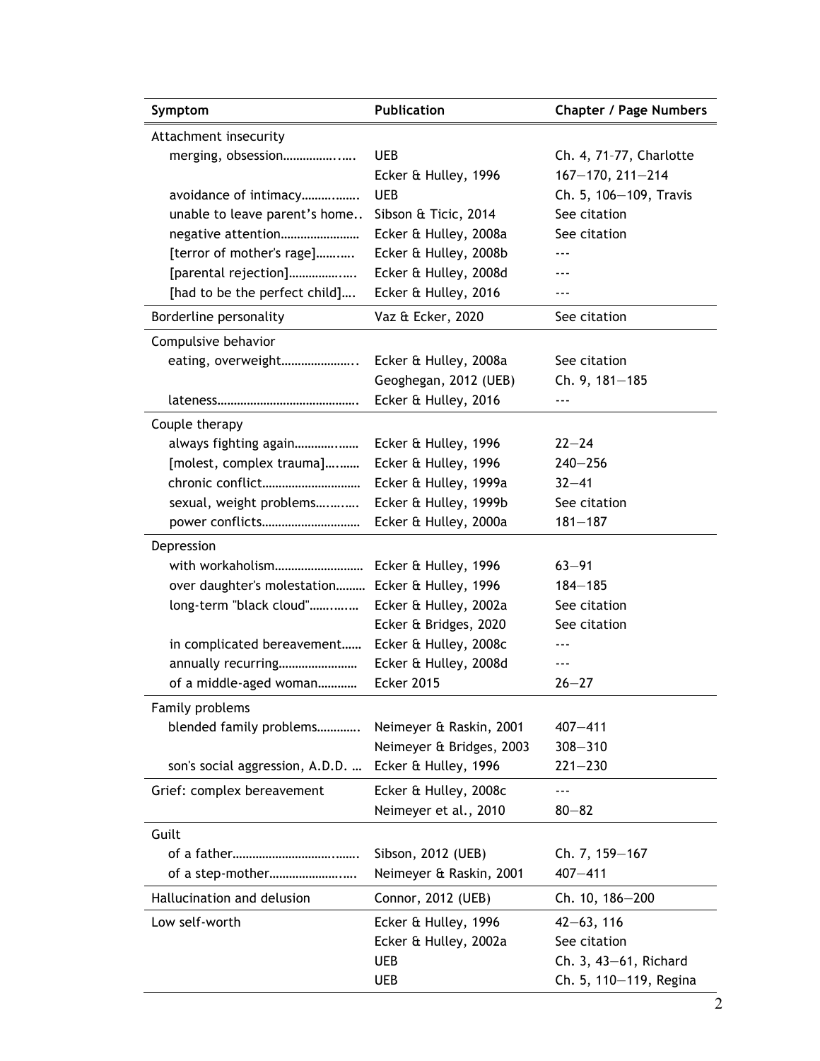| Symptom | Publication | Chapter / Page Numbers |
|---|---|---|
| Attachment insecurity | | |
| merging, obsession……………..…. | UEB | Ch. 4, 71–77, Charlotte |
| | Ecker & Hulley, 1996 | 167—170, 211—214 |
| avoidance of intimacy……..……. | UEB | Ch. 5, 106—109, Travis |
| unable to leave parent's home.. | Sibson & Ticic, 2014 | See citation |
| negative attention…………………… | Ecker & Hulley, 2008a | See citation |
| [terror of mother's rage]……..… | Ecker & Hulley, 2008b | --- |
| [parental rejection]……………..… | Ecker & Hulley, 2008d | --- |
| [had to be the perfect child]…. | Ecker & Hulley, 2016 | --- |
| Borderline personality | Vaz & Ecker, 2020 | See citation |
| Compulsive behavior | | |
| eating, overweight………………….. | Ecker & Hulley, 2008a | See citation |
| | Geoghegan, 2012 (UEB) | Ch. 9, 181—185 |
| lateness……………………………………. | Ecker & Hulley, 2016 | --- |
| Couple therapy | | |
| always fighting again…………..…… | Ecker & Hulley, 1996 | 22—24 |
| [molest, complex trauma]…..…… | Ecker & Hulley, 1996 | 240—256 |
| chronic conflict……………………….. | Ecker & Hulley, 1999a | 32—41 |
| sexual, weight problems…..…..… | Ecker & Hulley, 1999b | See citation |
| power conflicts……………………….. | Ecker & Hulley, 2000a | 181—187 |
| Depression | | |
| with workaholism…………………….. | Ecker & Hulley, 1996 | 63—91 |
| over daughter's molestation……… | Ecker & Hulley, 1996 | 184—185 |
| long-term "black cloud"……..….… | Ecker & Hulley, 2002a | See citation |
| | Ecker & Bridges, 2020 | See citation |
| in complicated bereavement…… | Ecker & Hulley, 2008c | --- |
| annually recurring…………………… | Ecker & Hulley, 2008d | --- |
| of a middle-aged woman………… | Ecker 2015 | 26—27 |
| Family problems | | |
| blended family problems………… | Neimeyer & Raskin, 2001 | 407—411 |
| | Neimeyer & Bridges, 2003 | 308—310 |
| son's social aggression, A.D.D. … | Ecker & Hulley, 1996 | 221—230 |
| Grief: complex bereavement | Ecker & Hulley, 2008c | --- |
| | Neimeyer et al., 2010 | 80—82 |
| Guilt | | |
| of a father……………………………..….. | Sibson, 2012 (UEB) | Ch. 7, 159—167 |
| of a step-mother…………………..…. | Neimeyer & Raskin, 2001 | 407—411 |
| Hallucination and delusion | Connor, 2012 (UEB) | Ch. 10, 186—200 |
| Low self-worth | Ecker & Hulley, 1996 | 42—63, 116 |
| | Ecker & Hulley, 2002a | See citation |
| | UEB | Ch. 3, 43—61, Richard |
| | UEB | Ch. 5, 110—119, Regina |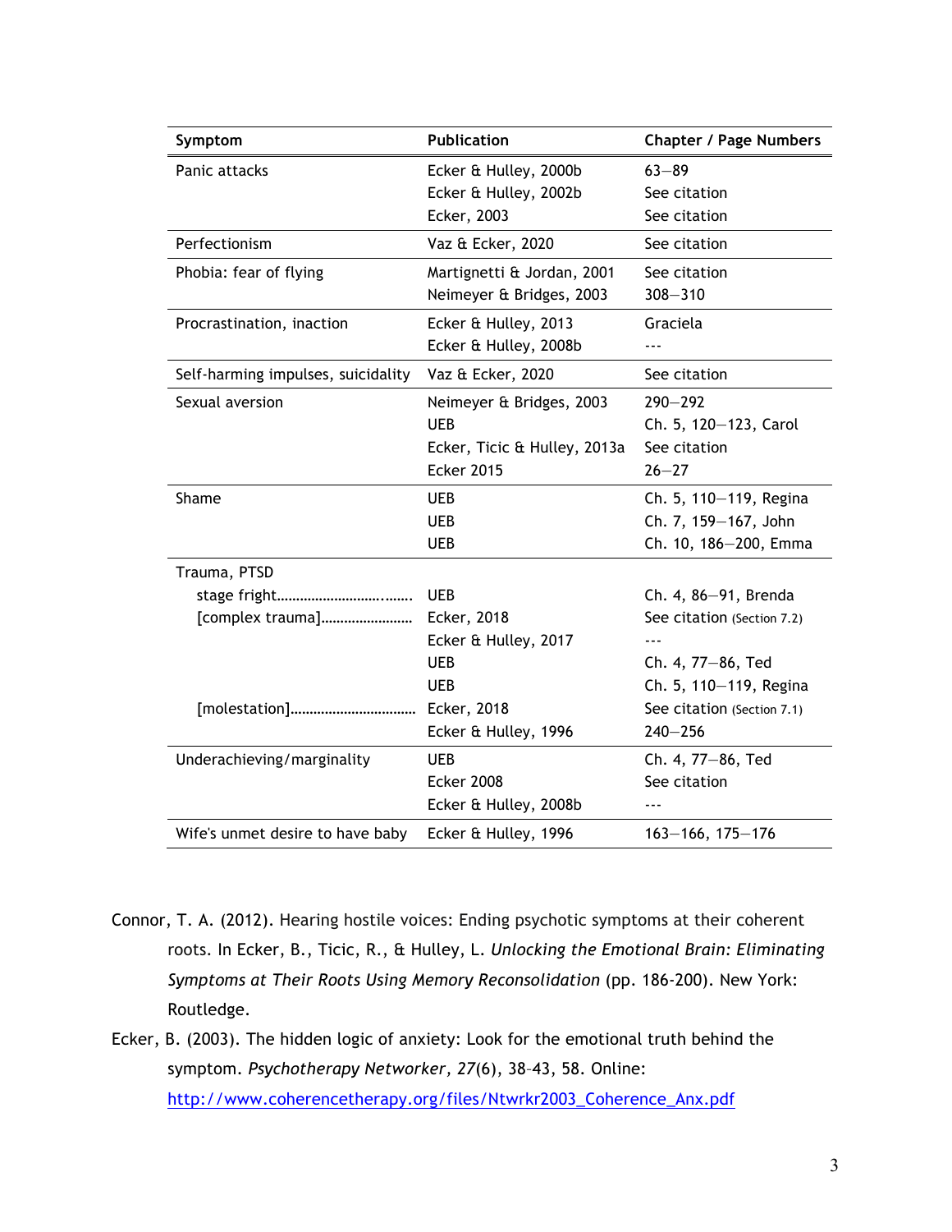| Symptom | Publication | Chapter / Page Numbers |
|---|---|---|
| Panic attacks | Ecker & Hulley, 2000b | 63–89 |
| | Ecker & Hulley, 2002b | See citation |
| | Ecker, 2003 | See citation |
| Perfectionism | Vaz & Ecker, 2020 | See citation |
| Phobia: fear of flying | Martignetti & Jordan, 2001 | See citation |
| | Neimeyer & Bridges, 2003 | 308–310 |
| Procrastination, inaction | Ecker & Hulley, 2013 | Graciela |
| | Ecker & Hulley, 2008b | --- |
| Self-harming impulses, suicidality | Vaz & Ecker, 2020 | See citation |
| Sexual aversion | Neimeyer & Bridges, 2003 | 290–292 |
| | UEB | Ch. 5, 120–123, Carol |
| | Ecker, Ticic & Hulley, 2013a | See citation |
| | Ecker 2015 | 26–27 |
| Shame | UEB | Ch. 5, 110–119, Regina |
| | UEB | Ch. 7, 159–167, John |
| | UEB | Ch. 10, 186–200, Emma |
| Trauma, PTSD | | |
| stage fright………………………..…… | UEB | Ch. 4, 86–91, Brenda |
| [complex trauma]…………………… | Ecker, 2018 | See citation (Section 7.2) |
| | Ecker & Hulley, 2017 | --- |
| | UEB | Ch. 4, 77–86, Ted |
| | UEB | Ch. 5, 110–119, Regina |
| [molestation]…………………………… | Ecker, 2018 | See citation (Section 7.1) |
| | Ecker & Hulley, 1996 | 240–256 |
| Underachieving/marginality | UEB | Ch. 4, 77–86, Ted |
| | Ecker 2008 | See citation |
| | Ecker & Hulley, 2008b | --- |
| Wife's unmet desire to have baby | Ecker & Hulley, 1996 | 163–166, 175–176 |

Connor, T. A. (2012). Hearing hostile voices: Ending psychotic symptoms at their coherent roots. In Ecker, B., Ticic, R., & Hulley, L. *Unlocking the Emotional Brain: Eliminating Symptoms at Their Roots Using Memory Reconsolidation* (pp. 186-200). New York: Routledge.

Ecker, B. (2003). The hidden logic of anxiety: Look for the emotional truth behind the symptom. *Psychotherapy Networker, 27*(6), 38–43, 58. Online: http://www.coherencetherapy.org/files/Ntwrkr2003_Coherence_Anx.pdf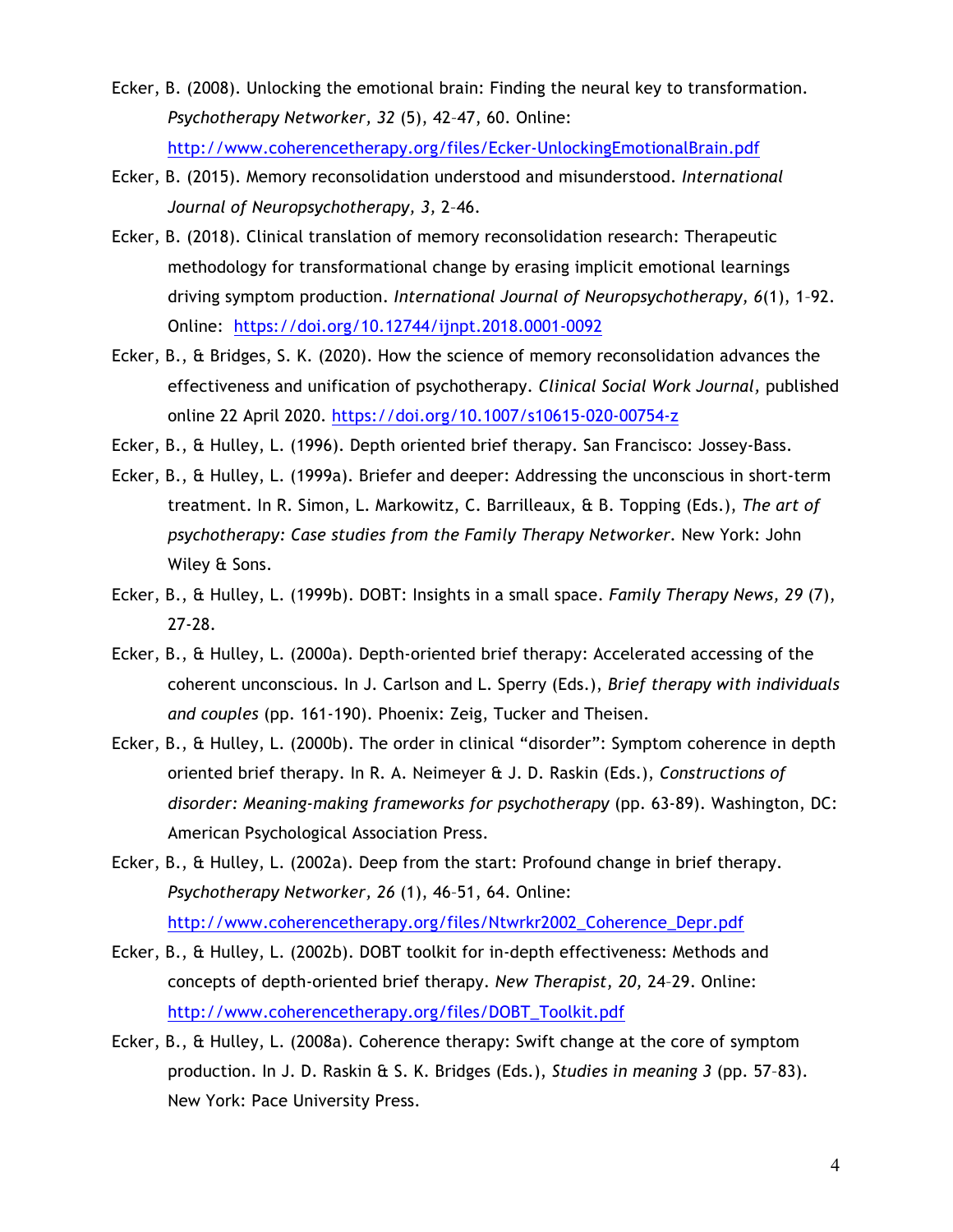Ecker, B. (2008). Unlocking the emotional brain: Finding the neural key to transformation. *Psychotherapy Networker, 32* (5), 42–47, 60. Online: http://www.coherencetherapy.org/files/Ecker-UnlockingEmotionalBrain.pdf

Ecker, B. (2015). Memory reconsolidation understood and misunderstood. *International Journal of Neuropsychotherapy, 3,* 2–46.

Ecker, B. (2018). Clinical translation of memory reconsolidation research: Therapeutic methodology for transformational change by erasing implicit emotional learnings driving symptom production. *International Journal of Neuropsychotherapy, 6*(1), 1–92. Online: https://doi.org/10.12744/ijnpt.2018.0001-0092

Ecker, B., & Bridges, S. K. (2020). How the science of memory reconsolidation advances the effectiveness and unification of psychotherapy. *Clinical Social Work Journal,* published online 22 April 2020. https://doi.org/10.1007/s10615-020-00754-z

Ecker, B., & Hulley, L. (1996). Depth oriented brief therapy. San Francisco: Jossey-Bass.

Ecker, B., & Hulley, L. (1999a). Briefer and deeper: Addressing the unconscious in short-term treatment. In R. Simon, L. Markowitz, C. Barrilleaux, & B. Topping (Eds.), *The art of psychotherapy: Case studies from the Family Therapy Networker.* New York: John Wiley & Sons.

Ecker, B., & Hulley, L. (1999b). DOBT: Insights in a small space. *Family Therapy News, 29* (7), 27-28.

Ecker, B., & Hulley, L. (2000a). Depth-oriented brief therapy: Accelerated accessing of the coherent unconscious. In J. Carlson and L. Sperry (Eds.), *Brief therapy with individuals and couples* (pp. 161-190). Phoenix: Zeig, Tucker and Theisen.

Ecker, B., & Hulley, L. (2000b). The order in clinical "disorder": Symptom coherence in depth oriented brief therapy. In R. A. Neimeyer & J. D. Raskin (Eds.), *Constructions of disorder: Meaning-making frameworks for psychotherapy* (pp. 63-89). Washington, DC: American Psychological Association Press.

Ecker, B., & Hulley, L. (2002a). Deep from the start: Profound change in brief therapy. *Psychotherapy Networker, 26* (1), 46–51, 64. Online: http://www.coherencetherapy.org/files/Ntwrkr2002_Coherence_Depr.pdf

Ecker, B., & Hulley, L. (2002b). DOBT toolkit for in-depth effectiveness: Methods and concepts of depth-oriented brief therapy. *New Therapist, 20,* 24–29. Online: http://www.coherencetherapy.org/files/DOBT_Toolkit.pdf

Ecker, B., & Hulley, L. (2008a). Coherence therapy: Swift change at the core of symptom production. In J. D. Raskin & S. K. Bridges (Eds.), *Studies in meaning 3* (pp. 57–83). New York: Pace University Press.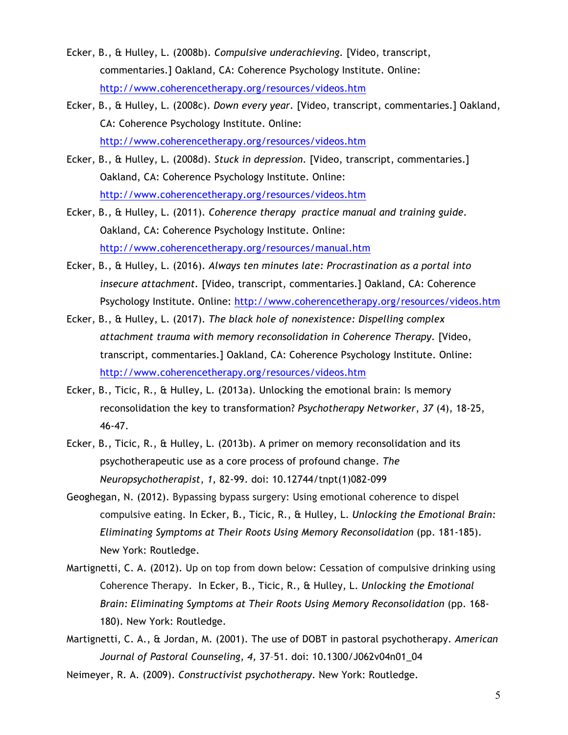Ecker, B., & Hulley, L. (2008b). *Compulsive underachieving*. [Video, transcript, commentaries.] Oakland, CA: Coherence Psychology Institute. Online: http://www.coherencetherapy.org/resources/videos.htm

Ecker, B., & Hulley, L. (2008c). *Down every year*. [Video, transcript, commentaries.] Oakland, CA: Coherence Psychology Institute. Online: http://www.coherencetherapy.org/resources/videos.htm

Ecker, B., & Hulley, L. (2008d). *Stuck in depression*. [Video, transcript, commentaries.] Oakland, CA: Coherence Psychology Institute. Online: http://www.coherencetherapy.org/resources/videos.htm

Ecker, B., & Hulley, L. (2011). *Coherence therapy practice manual and training guide*. Oakland, CA: Coherence Psychology Institute. Online: http://www.coherencetherapy.org/resources/manual.htm

Ecker, B., & Hulley, L. (2016). *Always ten minutes late: Procrastination as a portal into insecure attachment*. [Video, transcript, commentaries.] Oakland, CA: Coherence Psychology Institute. Online: http://www.coherencetherapy.org/resources/videos.htm

Ecker, B., & Hulley, L. (2017). *The black hole of nonexistence: Dispelling complex attachment trauma with memory reconsolidation in Coherence Therapy*. [Video, transcript, commentaries.] Oakland, CA: Coherence Psychology Institute. Online: http://www.coherencetherapy.org/resources/videos.htm

Ecker, B., Ticic, R., & Hulley, L. (2013a). Unlocking the emotional brain: Is memory reconsolidation the key to transformation? *Psychotherapy Networker*, *37* (4), 18-25, 46-47.

Ecker, B., Ticic, R., & Hulley, L. (2013b). A primer on memory reconsolidation and its psychotherapeutic use as a core process of profound change. *The Neuropsychotherapist*, *1,* 82-99. doi: 10.12744/tnpt(1)082-099

Geoghegan, N. (2012). Bypassing bypass surgery: Using emotional coherence to dispel compulsive eating. In Ecker, B., Ticic, R., & Hulley, L. *Unlocking the Emotional Brain: Eliminating Symptoms at Their Roots Using Memory Reconsolidation* (pp. 181-185). New York: Routledge.

Martignetti, C. A. (2012). Up on top from down below: Cessation of compulsive drinking using Coherence Therapy. In Ecker, B., Ticic, R., & Hulley, L. *Unlocking the Emotional Brain: Eliminating Symptoms at Their Roots Using Memory Reconsolidation* (pp. 168-180). New York: Routledge.

Martignetti, C. A., & Jordan, M. (2001). The use of DOBT in pastoral psychotherapy. *American Journal of Pastoral Counseling, 4,* 37–51. doi: 10.1300/J062v04n01_04

Neimeyer, R. A. (2009). *Constructivist psychotherapy*. New York: Routledge.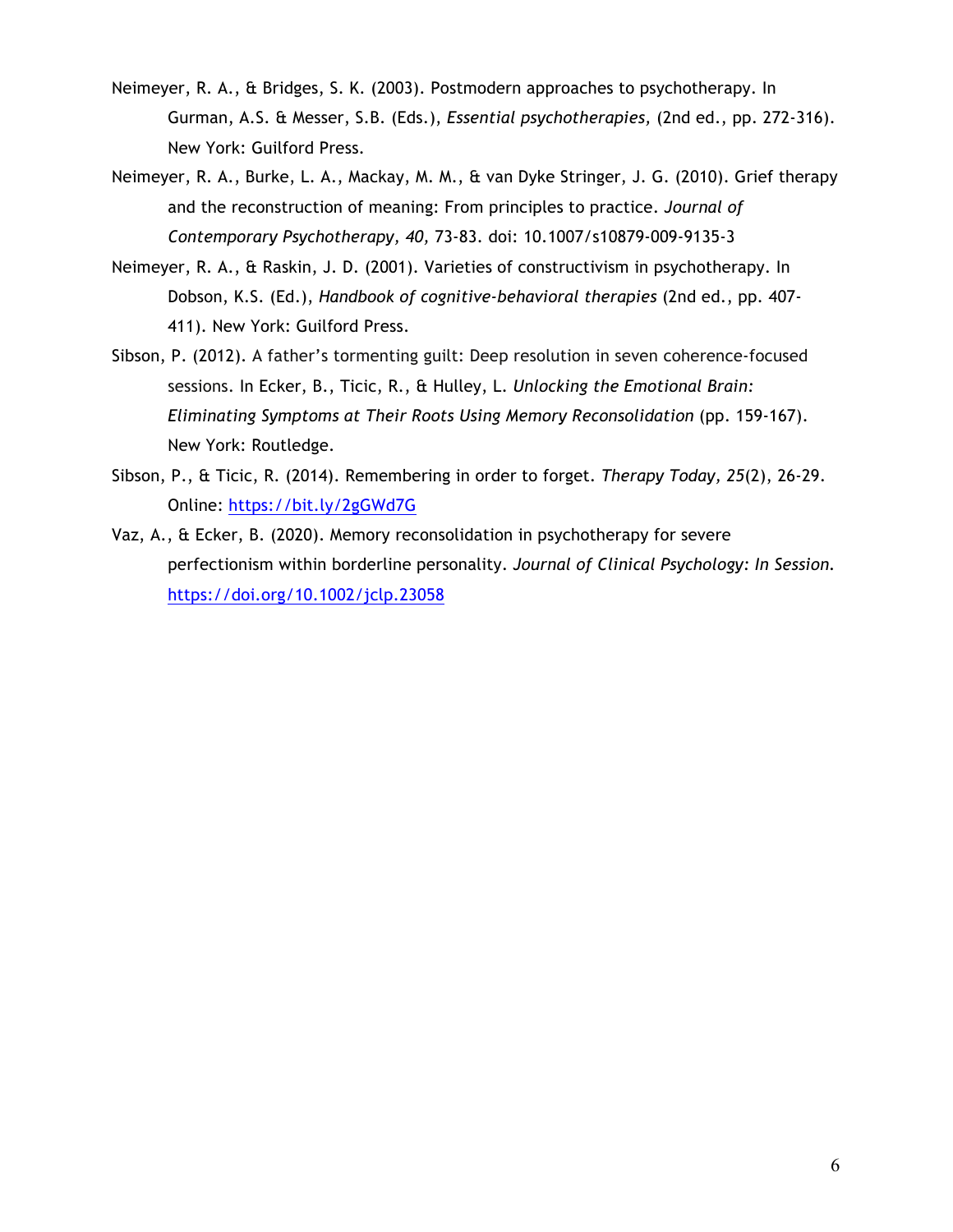Neimeyer, R. A., & Bridges, S. K. (2003). Postmodern approaches to psychotherapy. In Gurman, A.S. & Messer, S.B. (Eds.), *Essential psychotherapies,* (2nd ed., pp. 272-316). New York: Guilford Press.

Neimeyer, R. A., Burke, L. A., Mackay, M. M., & van Dyke Stringer, J. G. (2010). Grief therapy and the reconstruction of meaning: From principles to practice. *Journal of Contemporary Psychotherapy, 40,* 73-83. doi: 10.1007/s10879-009-9135-3

Neimeyer, R. A., & Raskin, J. D. (2001). Varieties of constructivism in psychotherapy. In Dobson, K.S. (Ed.), *Handbook of cognitive-behavioral therapies* (2nd ed., pp. 407-411). New York: Guilford Press.

Sibson, P. (2012). A father's tormenting guilt: Deep resolution in seven coherence-focused sessions. In Ecker, B., Ticic, R., & Hulley, L. *Unlocking the Emotional Brain: Eliminating Symptoms at Their Roots Using Memory Reconsolidation* (pp. 159-167). New York: Routledge.

Sibson, P., & Ticic, R. (2014). Remembering in order to forget. *Therapy Today, 25*(2), 26-29. Online: https://bit.ly/2gGWd7G

Vaz, A., & Ecker, B. (2020). Memory reconsolidation in psychotherapy for severe perfectionism within borderline personality. *Journal of Clinical Psychology: In Session.* https://doi.org/10.1002/jclp.23058